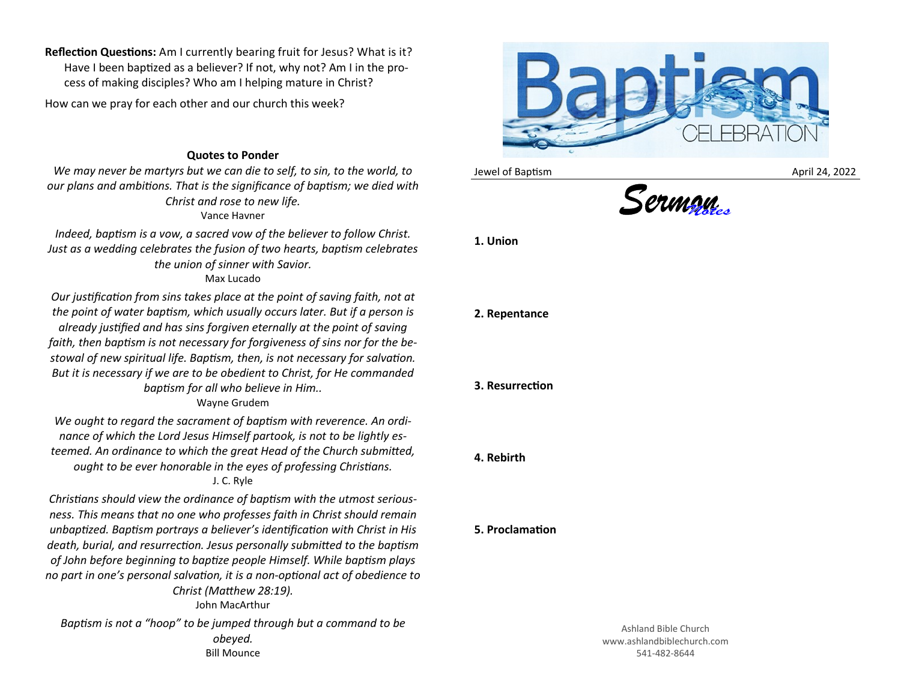**Reflection Questions:** Am I currently bearing fruit for Jesus? What is it? Have I been baptized as a believer? If not, why not? Am I in the process of making disciples? Who am I helping mature in Christ?

How can we pray for each other and our church this week?

### Quotes to Ponder

*We may never be martyrs but we can die to self, to sin, to the world, to our plans and ambitions. That is the significance of baptism; we died with Christ and rose to new life.*
Vance Havner

*Indeed, baptism is a vow, a sacred vow of the believer to follow Christ. Just as a wedding celebrates the fusion of two hearts, baptism celebrates the union of sinner with Savior.*
Max Lucado

*Our justification from sins takes place at the point of saving faith, not at the point of water baptism, which usually occurs later. But if a person is already justified and has sins forgiven eternally at the point of saving faith, then baptism is not necessary for forgiveness of sins nor for the bestowal of new spiritual life. Baptism, then, is not necessary for salvation. But it is necessary if we are to be obedient to Christ, for He commanded baptism for all who believe in Him..*
Wayne Grudem

*We ought to regard the sacrament of baptism with reverence. An ordinance of which the Lord Jesus Himself partook, is not to be lightly esteemed. An ordinance to which the great Head of the Church submitted, ought to be ever honorable in the eyes of professing Christians.*
J. C. Ryle

*Christians should view the ordinance of baptism with the utmost seriousness. This means that no one who professes faith in Christ should remain unbaptized. Baptism portrays a believer's identification with Christ in His death, burial, and resurrection. Jesus personally submitted to the baptism of John before beginning to baptize people Himself. While baptism plays no part in one's personal salvation, it is a non-optional act of obedience to Christ (Matthew 28:19).*
John MacArthur

*Baptism is not a "hoop" to be jumped through but a command to be obeyed.*
Bill Mounce

# Baptism CELEBRATION

Jewel of Baptism — April 24, 2022

## Sermon Notes

**1. Union**

**2. Repentance**

**3. Resurrection**

**4. Rebirth**

**5. Proclamation**

Ashland Bible Church
www.ashlandbiblechurch.com
541-482-8644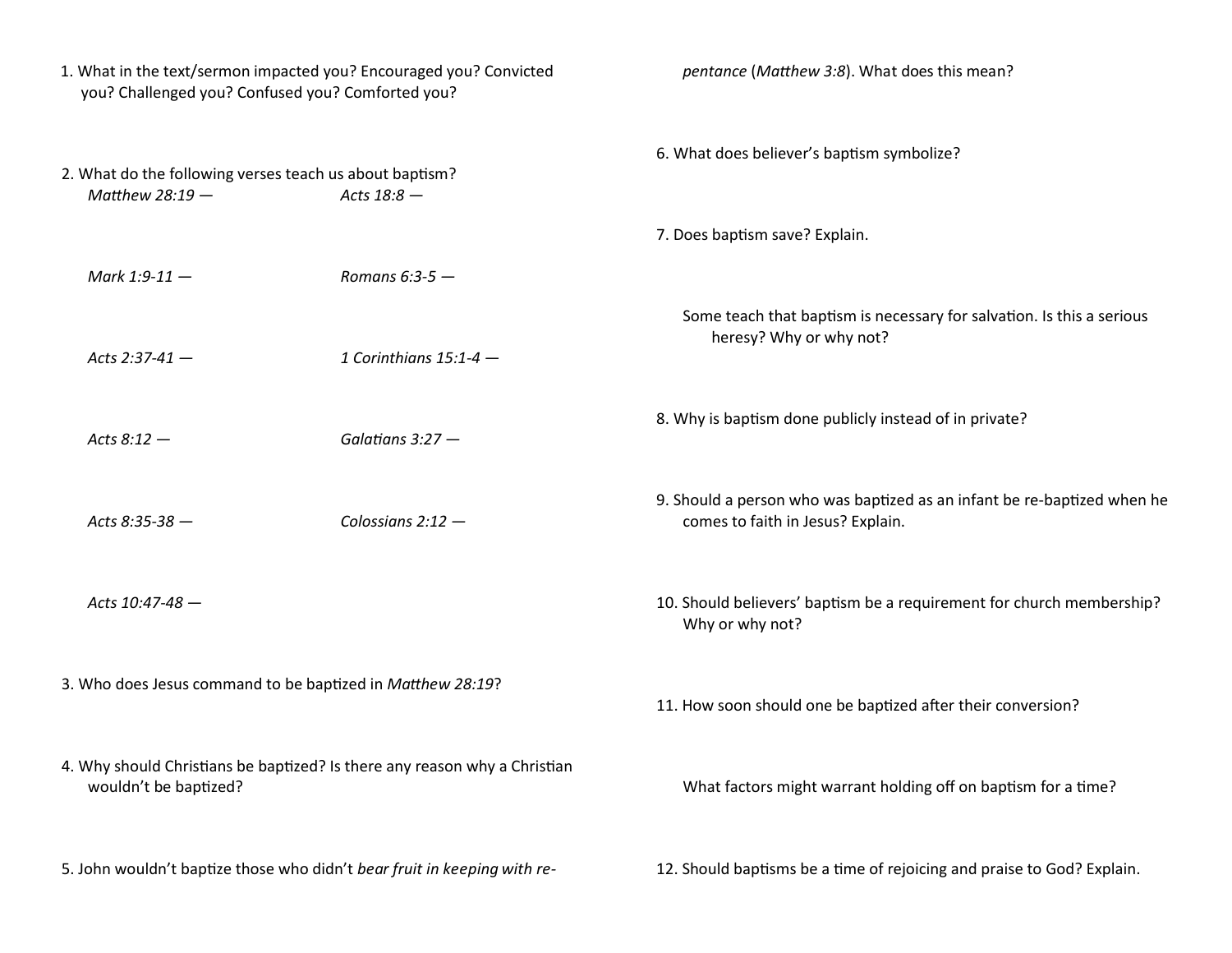1. What in the text/sermon impacted you? Encouraged you? Convicted you? Challenged you? Confused you? Comforted you?

2. What do the following verses teach us about baptism?

   *Matthew 28:19* —

   *Mark 1:9-11* —

   *Acts 2:37-41* —

   *Acts 8:12* —

   *Acts 8:35-38* —

   *Acts 10:47-48* —

   *Acts 18:8* —

   *Romans 6:3-5* —

   *1 Corinthians 15:1-4* —

   *Galatians 3:27* —

   *Colossians 2:12* —

3. Who does Jesus command to be baptized in *Matthew 28:19*?

4. Why should Christians be baptized? Is there any reason why a Christian wouldn't be baptized?

5. John wouldn't baptize those who didn't *bear fruit in keeping with repentance* (*Matthew 3:8*). What does this mean?

6. What does believer's baptism symbolize?

7. Does baptism save? Explain.

   Some teach that baptism is necessary for salvation. Is this a serious heresy? Why or why not?

8. Why is baptism done publicly instead of in private?

9. Should a person who was baptized as an infant be re-baptized when he comes to faith in Jesus? Explain.

10. Should believers' baptism be a requirement for church membership? Why or why not?

11. How soon should one be baptized after their conversion?

    What factors might warrant holding off on baptism for a time?

12. Should baptisms be a time of rejoicing and praise to God? Explain.